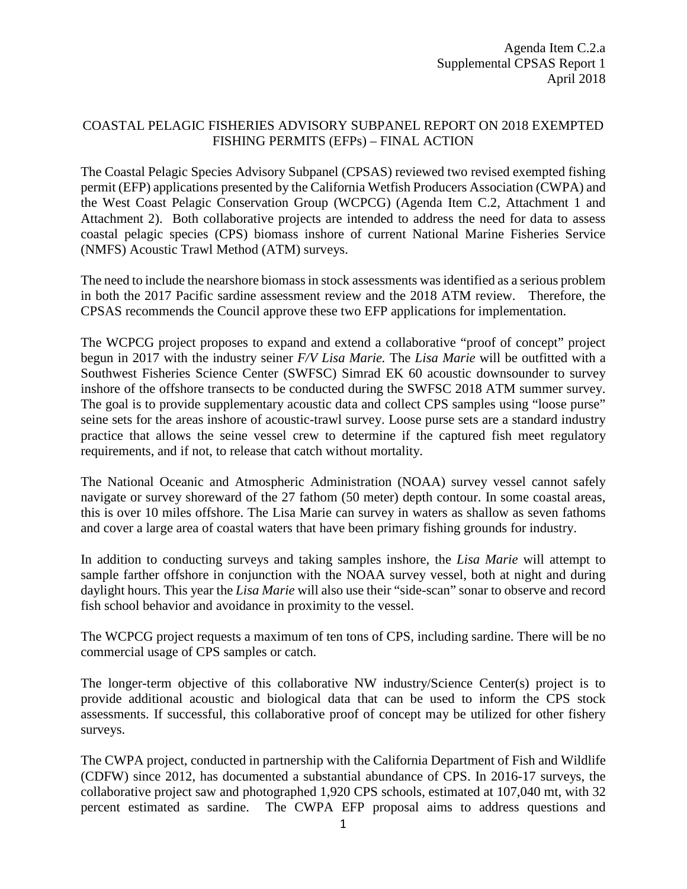Agenda Item C.2.a
Supplemental CPSAS Report 1
April 2018

# COASTAL PELAGIC FISHERIES ADVISORY SUBPANEL REPORT ON 2018 EXEMPTED FISHING PERMITS (EFPs) – FINAL ACTION

The Coastal Pelagic Species Advisory Subpanel (CPSAS) reviewed two revised exempted fishing permit (EFP) applications presented by the California Wetfish Producers Association (CWPA) and the West Coast Pelagic Conservation Group (WCPCG) (Agenda Item C.2, Attachment 1 and Attachment 2). Both collaborative projects are intended to address the need for data to assess coastal pelagic species (CPS) biomass inshore of current National Marine Fisheries Service (NMFS) Acoustic Trawl Method (ATM) surveys.

The need to include the nearshore biomass in stock assessments was identified as a serious problem in both the 2017 Pacific sardine assessment review and the 2018 ATM review. Therefore, the CPSAS recommends the Council approve these two EFP applications for implementation.

The WCPCG project proposes to expand and extend a collaborative "proof of concept" project begun in 2017 with the industry seiner *F/V Lisa Marie.* The *Lisa Marie* will be outfitted with a Southwest Fisheries Science Center (SWFSC) Simrad EK 60 acoustic downsounder to survey inshore of the offshore transects to be conducted during the SWFSC 2018 ATM summer survey. The goal is to provide supplementary acoustic data and collect CPS samples using "loose purse" seine sets for the areas inshore of acoustic-trawl survey. Loose purse sets are a standard industry practice that allows the seine vessel crew to determine if the captured fish meet regulatory requirements, and if not, to release that catch without mortality.

The National Oceanic and Atmospheric Administration (NOAA) survey vessel cannot safely navigate or survey shoreward of the 27 fathom (50 meter) depth contour. In some coastal areas, this is over 10 miles offshore. The Lisa Marie can survey in waters as shallow as seven fathoms and cover a large area of coastal waters that have been primary fishing grounds for industry.

In addition to conducting surveys and taking samples inshore, the *Lisa Marie* will attempt to sample farther offshore in conjunction with the NOAA survey vessel, both at night and during daylight hours. This year the *Lisa Marie* will also use their "side-scan" sonar to observe and record fish school behavior and avoidance in proximity to the vessel.

The WCPCG project requests a maximum of ten tons of CPS, including sardine. There will be no commercial usage of CPS samples or catch.

The longer-term objective of this collaborative NW industry/Science Center(s) project is to provide additional acoustic and biological data that can be used to inform the CPS stock assessments. If successful, this collaborative proof of concept may be utilized for other fishery surveys.

The CWPA project, conducted in partnership with the California Department of Fish and Wildlife (CDFW) since 2012, has documented a substantial abundance of CPS. In 2016-17 surveys, the collaborative project saw and photographed 1,920 CPS schools, estimated at 107,040 mt, with 32 percent estimated as sardine. The CWPA EFP proposal aims to address questions and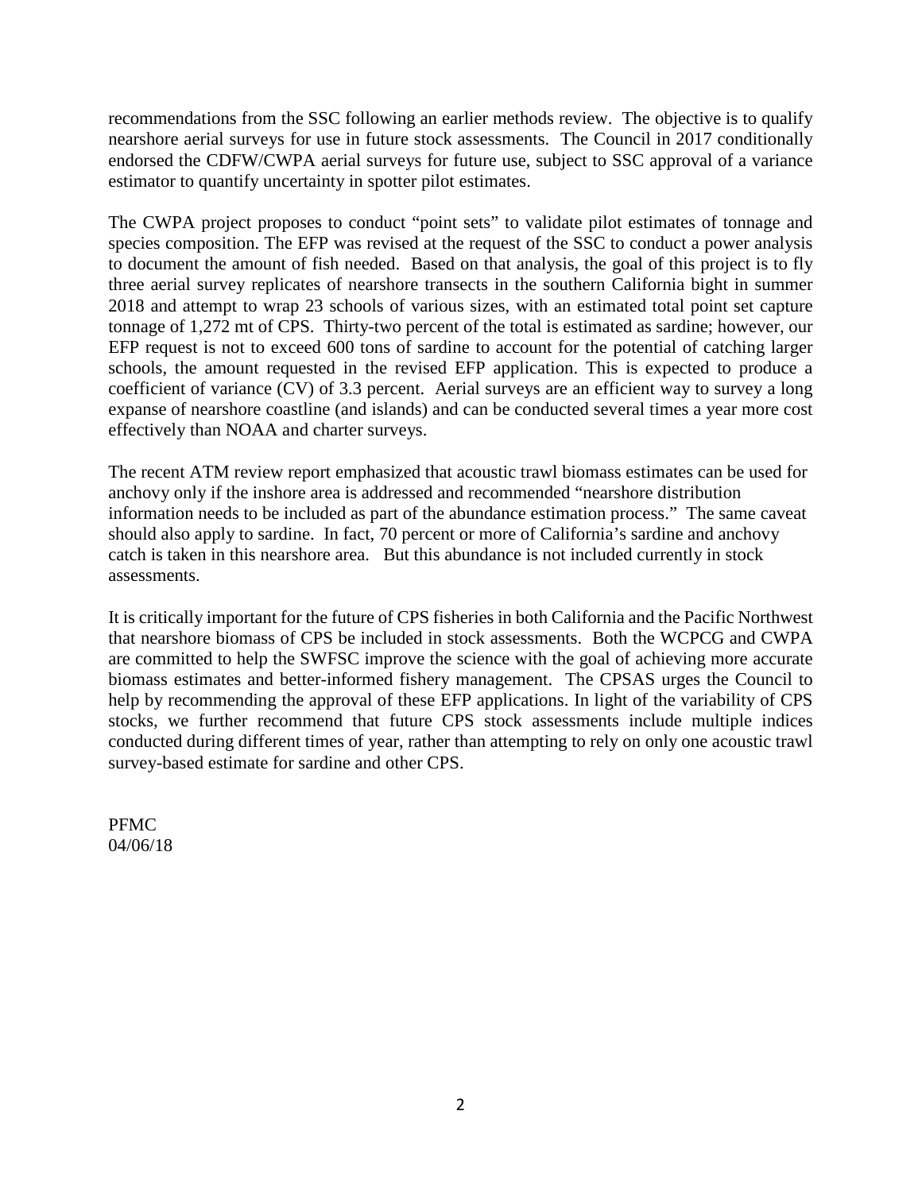recommendations from the SSC following an earlier methods review. The objective is to qualify nearshore aerial surveys for use in future stock assessments. The Council in 2017 conditionally endorsed the CDFW/CWPA aerial surveys for future use, subject to SSC approval of a variance estimator to quantify uncertainty in spotter pilot estimates.

The CWPA project proposes to conduct "point sets" to validate pilot estimates of tonnage and species composition. The EFP was revised at the request of the SSC to conduct a power analysis to document the amount of fish needed. Based on that analysis, the goal of this project is to fly three aerial survey replicates of nearshore transects in the southern California bight in summer 2018 and attempt to wrap 23 schools of various sizes, with an estimated total point set capture tonnage of 1,272 mt of CPS. Thirty-two percent of the total is estimated as sardine; however, our EFP request is not to exceed 600 tons of sardine to account for the potential of catching larger schools, the amount requested in the revised EFP application. This is expected to produce a coefficient of variance (CV) of 3.3 percent. Aerial surveys are an efficient way to survey a long expanse of nearshore coastline (and islands) and can be conducted several times a year more cost effectively than NOAA and charter surveys.

The recent ATM review report emphasized that acoustic trawl biomass estimates can be used for anchovy only if the inshore area is addressed and recommended "nearshore distribution information needs to be included as part of the abundance estimation process." The same caveat should also apply to sardine. In fact, 70 percent or more of California's sardine and anchovy catch is taken in this nearshore area. But this abundance is not included currently in stock assessments.

It is critically important for the future of CPS fisheries in both California and the Pacific Northwest that nearshore biomass of CPS be included in stock assessments. Both the WCPCG and CWPA are committed to help the SWFSC improve the science with the goal of achieving more accurate biomass estimates and better-informed fishery management. The CPSAS urges the Council to help by recommending the approval of these EFP applications. In light of the variability of CPS stocks, we further recommend that future CPS stock assessments include multiple indices conducted during different times of year, rather than attempting to rely on only one acoustic trawl survey-based estimate for sardine and other CPS.

PFMC
04/06/18